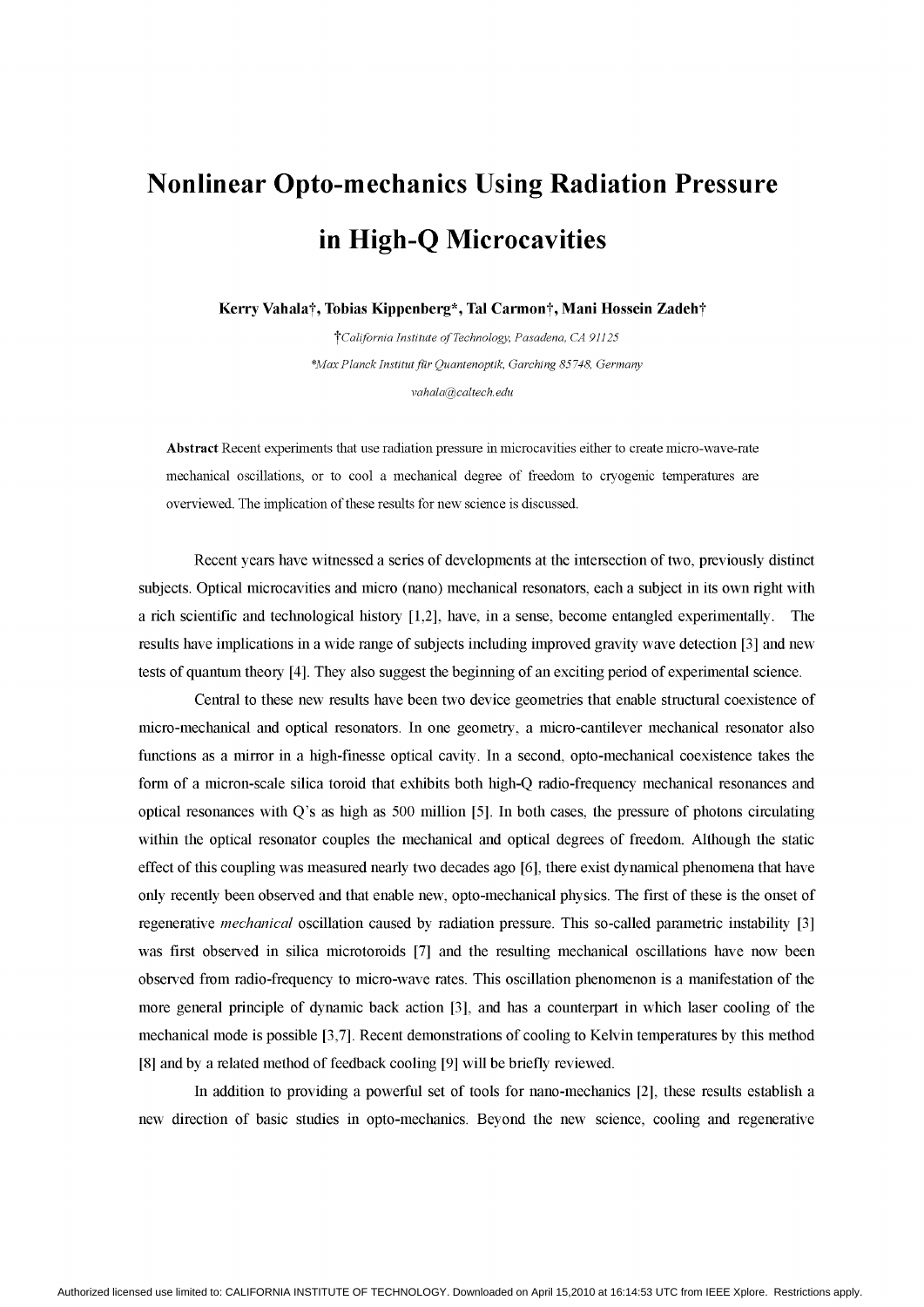# Nonlinear Opto-mechanics Using Radiation Pressure in High-Q Microcavities

**Kerry Vahala†, Tobias Kippenberg\*, Tal Carmon†, Mani Hossein Zadeh†**

†*California Institute of Technology, Pasadena, CA 91125*

\**Max Planck Institut für Quantenoptik, Garching 85748, Germany*

*vahala@caltech.edu*

**Abstract** Recent experiments that use radiation pressure in microcavities either to create micro-wave-rate mechanical oscillations, or to cool a mechanical degree of freedom to cryogenic temperatures are overviewed. The implication of these results for new science is discussed.

Recent years have witnessed a series of developments at the intersection of two, previously distinct subjects. Optical microcavities and micro (nano) mechanical resonators, each a subject in its own right with a rich scientific and technological history [1,2], have, in a sense, become entangled experimentally. The results have implications in a wide range of subjects including improved gravity wave detection [3] and new tests of quantum theory [4]. They also suggest the beginning of an exciting period of experimental science.

Central to these new results have been two device geometries that enable structural coexistence of micro-mechanical and optical resonators. In one geometry, a micro-cantilever mechanical resonator also functions as a mirror in a high-finesse optical cavity. In a second, opto-mechanical coexistence takes the form of a micron-scale silica toroid that exhibits both high-Q radio-frequency mechanical resonances and optical resonances with Q's as high as 500 million [5]. In both cases, the pressure of photons circulating within the optical resonator couples the mechanical and optical degrees of freedom. Although the static effect of this coupling was measured nearly two decades ago [6], there exist dynamical phenomena that have only recently been observed and that enable new, opto-mechanical physics. The first of these is the onset of regenerative *mechanical* oscillation caused by radiation pressure. This so-called parametric instability [3] was first observed in silica microtoroids [7] and the resulting mechanical oscillations have now been observed from radio-frequency to micro-wave rates. This oscillation phenomenon is a manifestation of the more general principle of dynamic back action [3], and has a counterpart in which laser cooling of the mechanical mode is possible [3,7]. Recent demonstrations of cooling to Kelvin temperatures by this method [8] and by a related method of feedback cooling [9] will be briefly reviewed.

In addition to providing a powerful set of tools for nano-mechanics [2], these results establish a new direction of basic studies in opto-mechanics. Beyond the new science, cooling and regenerative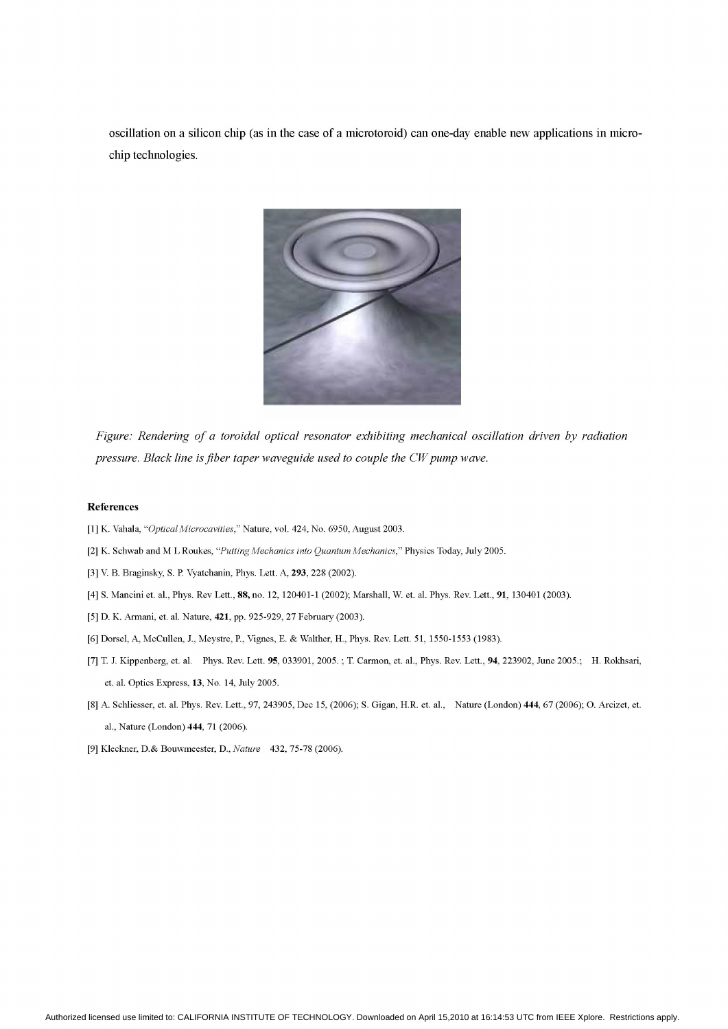oscillation on a silicon chip (as in the case of a microtoroid) can one-day enable new applications in micro-chip technologies.

*Figure: Rendering of a toroidal optical resonator exhibiting mechanical oscillation driven by radiation pressure. Black line is fiber taper waveguide used to couple the CW pump wave.*

**References**

[1] K. Vahala, "*Optical Microcavities*," Nature, vol. 424, No. 6950, August 2003.

[2] K. Schwab and M L Roukes, "*Putting Mechanics into Quantum Mechanics*," Physics Today, July 2005.

[3] V. B. Braginsky, S. P. Vyatchanin, Phys. Lett. A, **293**, 228 (2002).

[4] S. Mancini et. al., Phys. Rev Lett., **88,** no. 12, 120401-1 (2002); Marshall, W. et. al. Phys. Rev. Lett., **91**, 130401 (2003).

[5] D. K. Armani, et. al. Nature, **421**, pp. 925-929, 27 February (2003).

[6] Dorsel, A, McCullen, J., Meystre, P., Vignes, E. & Walther, H., Phys. Rev. Lett. 51, 1550-1553 (1983).

[7] T. J. Kippenberg, et. al. Phys. Rev. Lett. **95**, 033901, 2005. ; T. Carmon, et. al., Phys. Rev. Lett., **94**, 223902, June 2005.; H. Rokhsari, et. al. Optics Express, **13**, No. 14, July 2005.

[8] A. Schliesser, et. al. Phys. Rev. Lett., 97, 243905, Dec 15, (2006); S. Gigan, H.R. et. al., Nature (London) **444**, 67 (2006); O. Arcizet, et. al., Nature (London) **444**, 71 (2006).

[9] Kleckner, D.& Bouwmeester, D., *Nature* 432, 75-78 (2006).